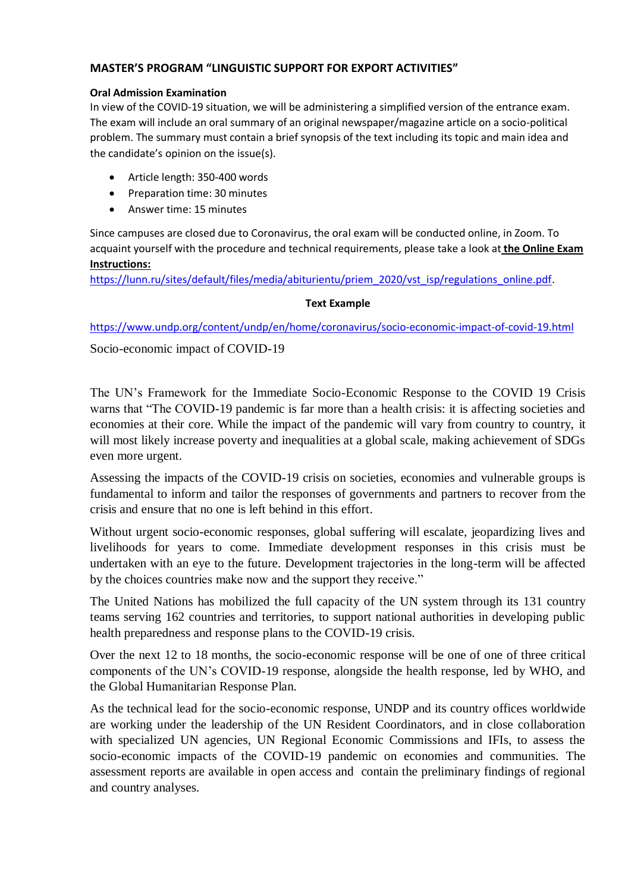**MASTER'S PROGRAM "LINGUISTIC SUPPORT FOR EXPORT ACTIVITIES"**

**Oral Admission Examination**

In view of the COVID-19 situation, we will be administering a simplified version of the entrance exam. The exam will include an oral summary of an original newspaper/magazine article on a socio-political problem. The summary must contain a brief synopsis of the text including its topic and main idea and the candidate's opinion on the issue(s).

- Article length: 350-400 words
- Preparation time: 30 minutes
- Answer time: 15 minutes

Since campuses are closed due to Coronavirus, the oral exam will be conducted online, in Zoom. To acquaint yourself with the procedure and technical requirements, please take a look at **the Online Exam Instructions:**
https://lunn.ru/sites/default/files/media/abiturientu/priem_2020/vst_isp/regulations_online.pdf.

**Text Example**

https://www.undp.org/content/undp/en/home/coronavirus/socio-economic-impact-of-covid-19.html

Socio-economic impact of COVID-19

The UN's Framework for the Immediate Socio-Economic Response to the COVID 19 Crisis warns that "The COVID-19 pandemic is far more than a health crisis: it is affecting societies and economies at their core. While the impact of the pandemic will vary from country to country, it will most likely increase poverty and inequalities at a global scale, making achievement of SDGs even more urgent.

Assessing the impacts of the COVID-19 crisis on societies, economies and vulnerable groups is fundamental to inform and tailor the responses of governments and partners to recover from the crisis and ensure that no one is left behind in this effort.

Without urgent socio-economic responses, global suffering will escalate, jeopardizing lives and livelihoods for years to come. Immediate development responses in this crisis must be undertaken with an eye to the future. Development trajectories in the long-term will be affected by the choices countries make now and the support they receive."

The United Nations has mobilized the full capacity of the UN system through its 131 country teams serving 162 countries and territories, to support national authorities in developing public health preparedness and response plans to the COVID-19 crisis.

Over the next 12 to 18 months, the socio-economic response will be one of one of three critical components of the UN's COVID-19 response, alongside the health response, led by WHO, and the Global Humanitarian Response Plan.

As the technical lead for the socio-economic response, UNDP and its country offices worldwide are working under the leadership of the UN Resident Coordinators, and in close collaboration with specialized UN agencies, UN Regional Economic Commissions and IFIs, to assess the socio-economic impacts of the COVID-19 pandemic on economies and communities. The assessment reports are available in open access and contain the preliminary findings of regional and country analyses.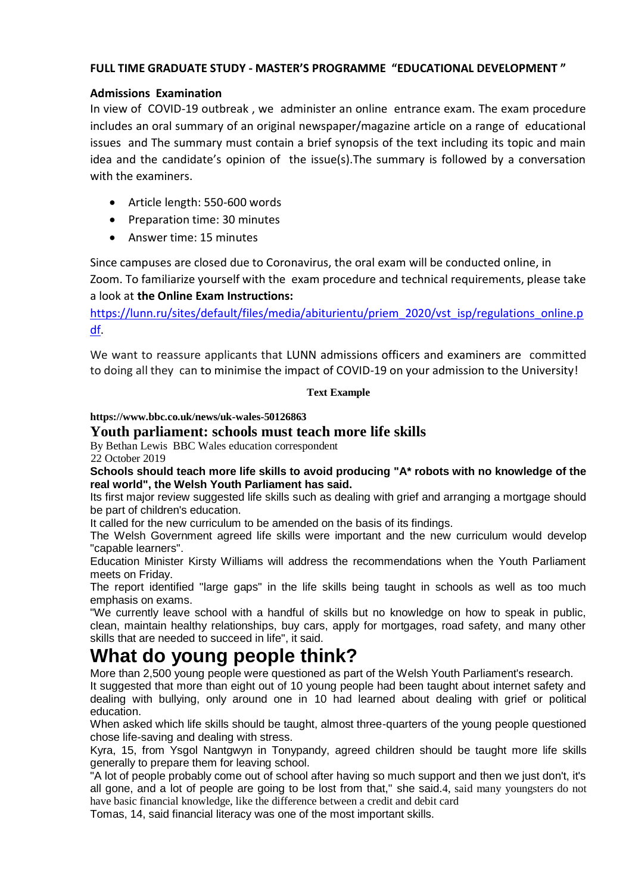**FULL TIME GRADUATE STUDY - MASTER'S PROGRAMME "EDUCATIONAL DEVELOPMENT "**

**Admissions Examination**

In view of COVID-19 outbreak , we administer an online entrance exam. The exam procedure includes an oral summary of an original newspaper/magazine article on a range of educational issues and The summary must contain a brief synopsis of the text including its topic and main idea and the candidate's opinion of the issue(s).The summary is followed by a conversation with the examiners.

- Article length: 550-600 words
- Preparation time: 30 minutes
- Answer time: 15 minutes

Since campuses are closed due to Coronavirus, the oral exam will be conducted online, in Zoom. To familiarize yourself with the exam procedure and technical requirements, please take a look at **the Online Exam Instructions:**

https://lunn.ru/sites/default/files/media/abiturientu/priem_2020/vst_isp/regulations_online.pdf.

We want to reassure applicants that LUNN admissions officers and examiners are committed to doing all they can to minimise the impact of COVID-19 on your admission to the University!

**Text Example**

**https://www.bbc.co.uk/news/uk-wales-50126863**

## Youth parliament: schools must teach more life skills

By Bethan Lewis BBC Wales education correspondent

22 October 2019

**Schools should teach more life skills to avoid producing "A* robots with no knowledge of the real world", the Welsh Youth Parliament has said.**

Its first major review suggested life skills such as dealing with grief and arranging a mortgage should be part of children's education.

It called for the new curriculum to be amended on the basis of its findings.

The Welsh Government agreed life skills were important and the new curriculum would develop "capable learners".

Education Minister Kirsty Williams will address the recommendations when the Youth Parliament meets on Friday.

The report identified "large gaps" in the life skills being taught in schools as well as too much emphasis on exams.

"We currently leave school with a handful of skills but no knowledge on how to speak in public, clean, maintain healthy relationships, buy cars, apply for mortgages, road safety, and many other skills that are needed to succeed in life", it said.

# What do young people think?

More than 2,500 young people were questioned as part of the Welsh Youth Parliament's research.

It suggested that more than eight out of 10 young people had been taught about internet safety and dealing with bullying, only around one in 10 had learned about dealing with grief or political education.

When asked which life skills should be taught, almost three-quarters of the young people questioned chose life-saving and dealing with stress.

Kyra, 15, from Ysgol Nantgwyn in Tonypandy, agreed children should be taught more life skills generally to prepare them for leaving school.

"A lot of people probably come out of school after having so much support and then we just don't, it's all gone, and a lot of people are going to be lost from that," she said.4, said many youngsters do not have basic financial knowledge, like the difference between a credit and debit card

Tomas, 14, said financial literacy was one of the most important skills.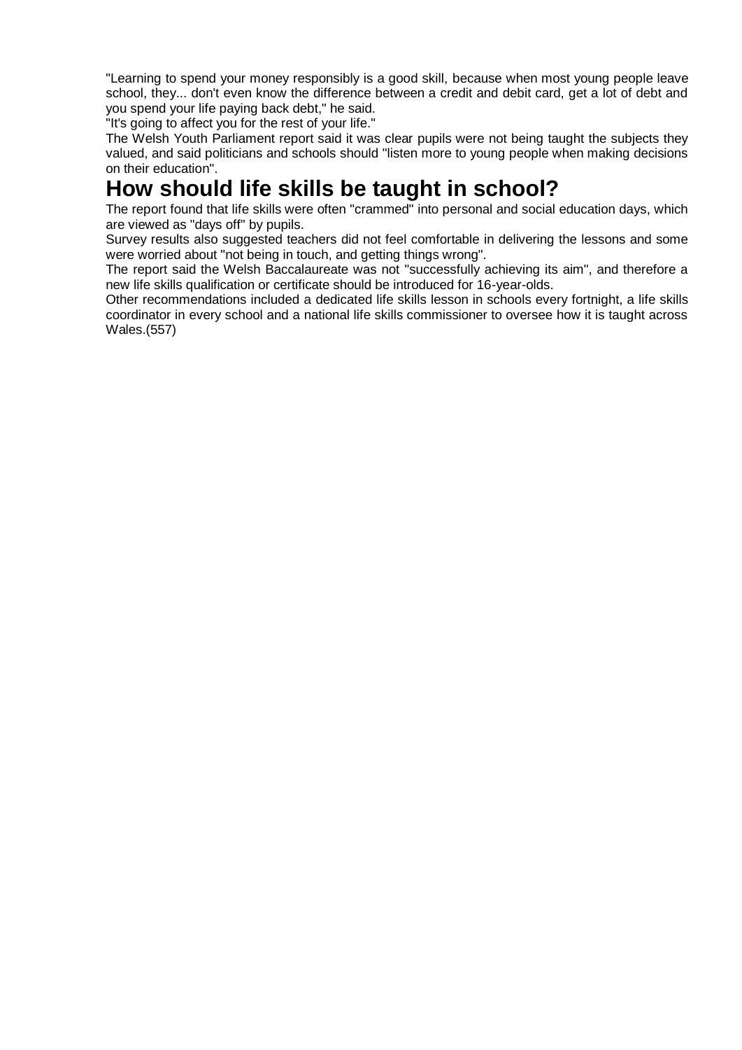"Learning to spend your money responsibly is a good skill, because when most young people leave school, they... don't even know the difference between a credit and debit card, get a lot of debt and you spend your life paying back debt," he said.

"It's going to affect you for the rest of your life."

The Welsh Youth Parliament report said it was clear pupils were not being taught the subjects they valued, and said politicians and schools should "listen more to young people when making decisions on their education".

## How should life skills be taught in school?

The report found that life skills were often "crammed" into personal and social education days, which are viewed as "days off" by pupils.

Survey results also suggested teachers did not feel comfortable in delivering the lessons and some were worried about "not being in touch, and getting things wrong".

The report said the Welsh Baccalaureate was not "successfully achieving its aim", and therefore a new life skills qualification or certificate should be introduced for 16-year-olds.

Other recommendations included a dedicated life skills lesson in schools every fortnight, a life skills coordinator in every school and a national life skills commissioner to oversee how it is taught across Wales.(557)